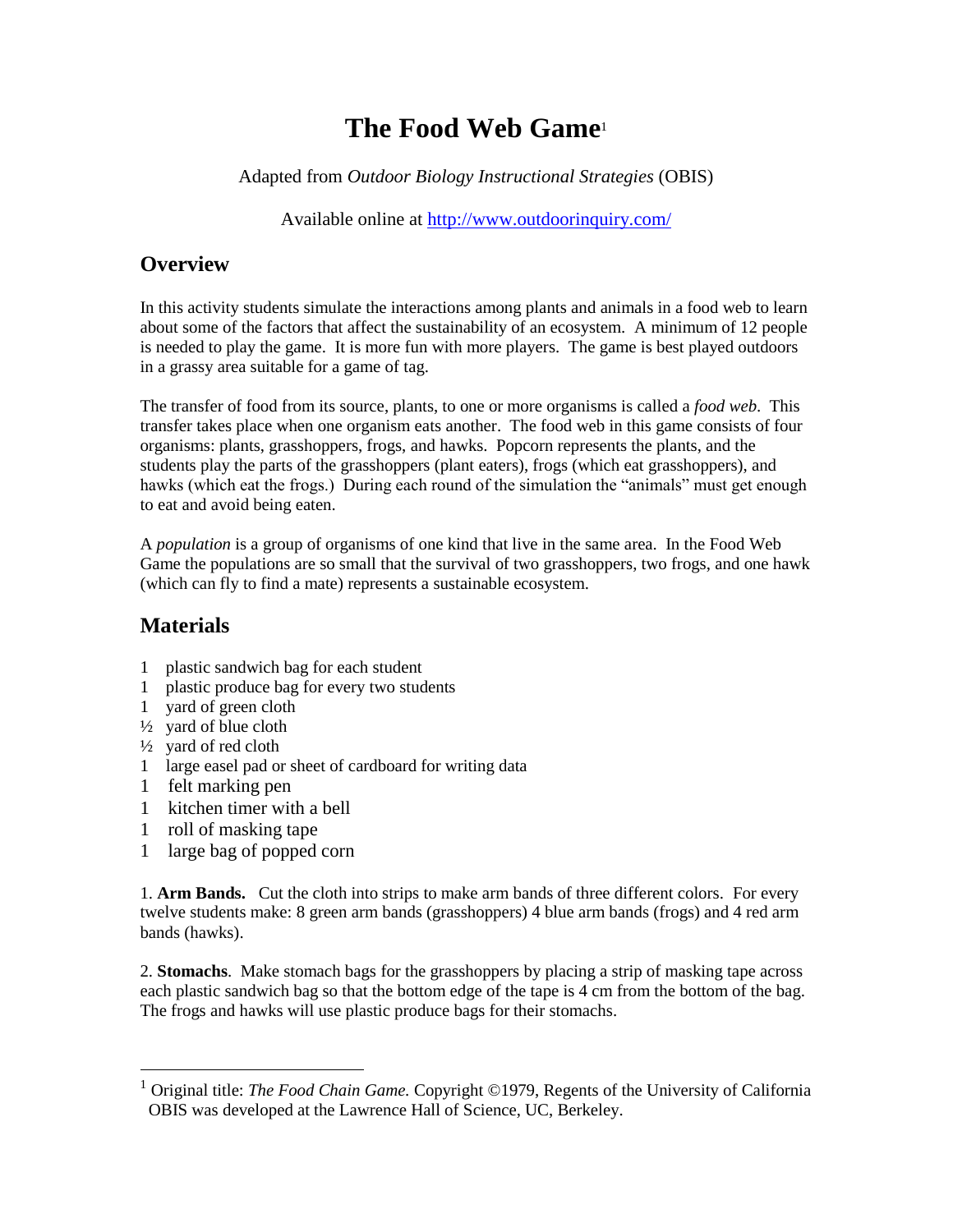# The Food Web Game[1]

Adapted from *Outdoor Biology Instructional Strategies* (OBIS)

Available online at http://www.outdoorinquiry.com/

## Overview

In this activity students simulate the interactions among plants and animals in a food web to learn about some of the factors that affect the sustainability of an ecosystem. A minimum of 12 people is needed to play the game. It is more fun with more players. The game is best played outdoors in a grassy area suitable for a game of tag.

The transfer of food from its source, plants, to one or more organisms is called a *food web*. This transfer takes place when one organism eats another. The food web in this game consists of four organisms: plants, grasshoppers, frogs, and hawks. Popcorn represents the plants, and the students play the parts of the grasshoppers (plant eaters), frogs (which eat grasshoppers), and hawks (which eat the frogs.) During each round of the simulation the "animals" must get enough to eat and avoid being eaten.

A *population* is a group of organisms of one kind that live in the same area. In the Food Web Game the populations are so small that the survival of two grasshoppers, two frogs, and one hawk (which can fly to find a mate) represents a sustainable ecosystem.

## Materials

1 plastic sandwich bag for each student
1 plastic produce bag for every two students
1 yard of green cloth
½ yard of blue cloth
½ yard of red cloth
1 large easel pad or sheet of cardboard for writing data
1 felt marking pen
1 kitchen timer with a bell
1 roll of masking tape
1 large bag of popped corn

1. **Arm Bands.** Cut the cloth into strips to make arm bands of three different colors. For every twelve students make: 8 green arm bands (grasshoppers) 4 blue arm bands (frogs) and 4 red arm bands (hawks).

2. **Stomachs**. Make stomach bags for the grasshoppers by placing a strip of masking tape across each plastic sandwich bag so that the bottom edge of the tape is 4 cm from the bottom of the bag. The frogs and hawks will use plastic produce bags for their stomachs.

---

[1] Original title: *The Food Chain Game.* Copyright ©1979, Regents of the University of California OBIS was developed at the Lawrence Hall of Science, UC, Berkeley.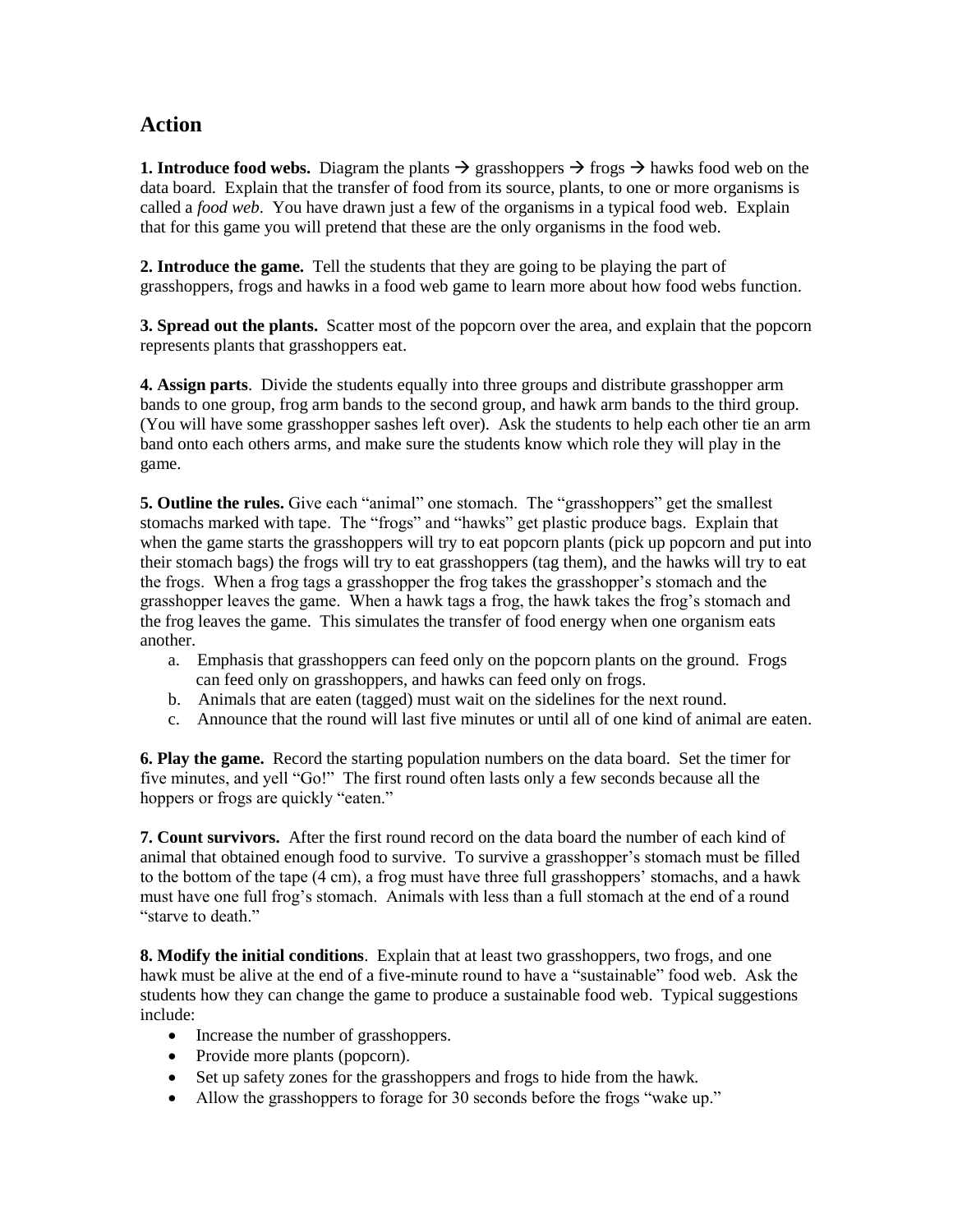## Action

**1. Introduce food webs.** Diagram the plants → grasshoppers → frogs → hawks food web on the data board. Explain that the transfer of food from its source, plants, to one or more organisms is called a *food web*. You have drawn just a few of the organisms in a typical food web. Explain that for this game you will pretend that these are the only organisms in the food web.

**2. Introduce the game.** Tell the students that they are going to be playing the part of grasshoppers, frogs and hawks in a food web game to learn more about how food webs function.

**3. Spread out the plants.** Scatter most of the popcorn over the area, and explain that the popcorn represents plants that grasshoppers eat.

**4. Assign parts**. Divide the students equally into three groups and distribute grasshopper arm bands to one group, frog arm bands to the second group, and hawk arm bands to the third group. (You will have some grasshopper sashes left over). Ask the students to help each other tie an arm band onto each others arms, and make sure the students know which role they will play in the game.

**5. Outline the rules.** Give each "animal" one stomach. The "grasshoppers" get the smallest stomachs marked with tape. The "frogs" and "hawks" get plastic produce bags. Explain that when the game starts the grasshoppers will try to eat popcorn plants (pick up popcorn and put into their stomach bags) the frogs will try to eat grasshoppers (tag them), and the hawks will try to eat the frogs. When a frog tags a grasshopper the frog takes the grasshopper's stomach and the grasshopper leaves the game. When a hawk tags a frog, the hawk takes the frog's stomach and the frog leaves the game. This simulates the transfer of food energy when one organism eats another.

a. Emphasis that grasshoppers can feed only on the popcorn plants on the ground. Frogs can feed only on grasshoppers, and hawks can feed only on frogs.
b. Animals that are eaten (tagged) must wait on the sidelines for the next round.
c. Announce that the round will last five minutes or until all of one kind of animal are eaten.

**6. Play the game.** Record the starting population numbers on the data board. Set the timer for five minutes, and yell "Go!" The first round often lasts only a few seconds because all the hoppers or frogs are quickly "eaten."

**7. Count survivors.** After the first round record on the data board the number of each kind of animal that obtained enough food to survive. To survive a grasshopper's stomach must be filled to the bottom of the tape (4 cm), a frog must have three full grasshoppers' stomachs, and a hawk must have one full frog's stomach. Animals with less than a full stomach at the end of a round "starve to death."

**8. Modify the initial conditions**. Explain that at least two grasshoppers, two frogs, and one hawk must be alive at the end of a five-minute round to have a "sustainable" food web. Ask the students how they can change the game to produce a sustainable food web. Typical suggestions include:

- Increase the number of grasshoppers.
- Provide more plants (popcorn).
- Set up safety zones for the grasshoppers and frogs to hide from the hawk.
- Allow the grasshoppers to forage for 30 seconds before the frogs "wake up."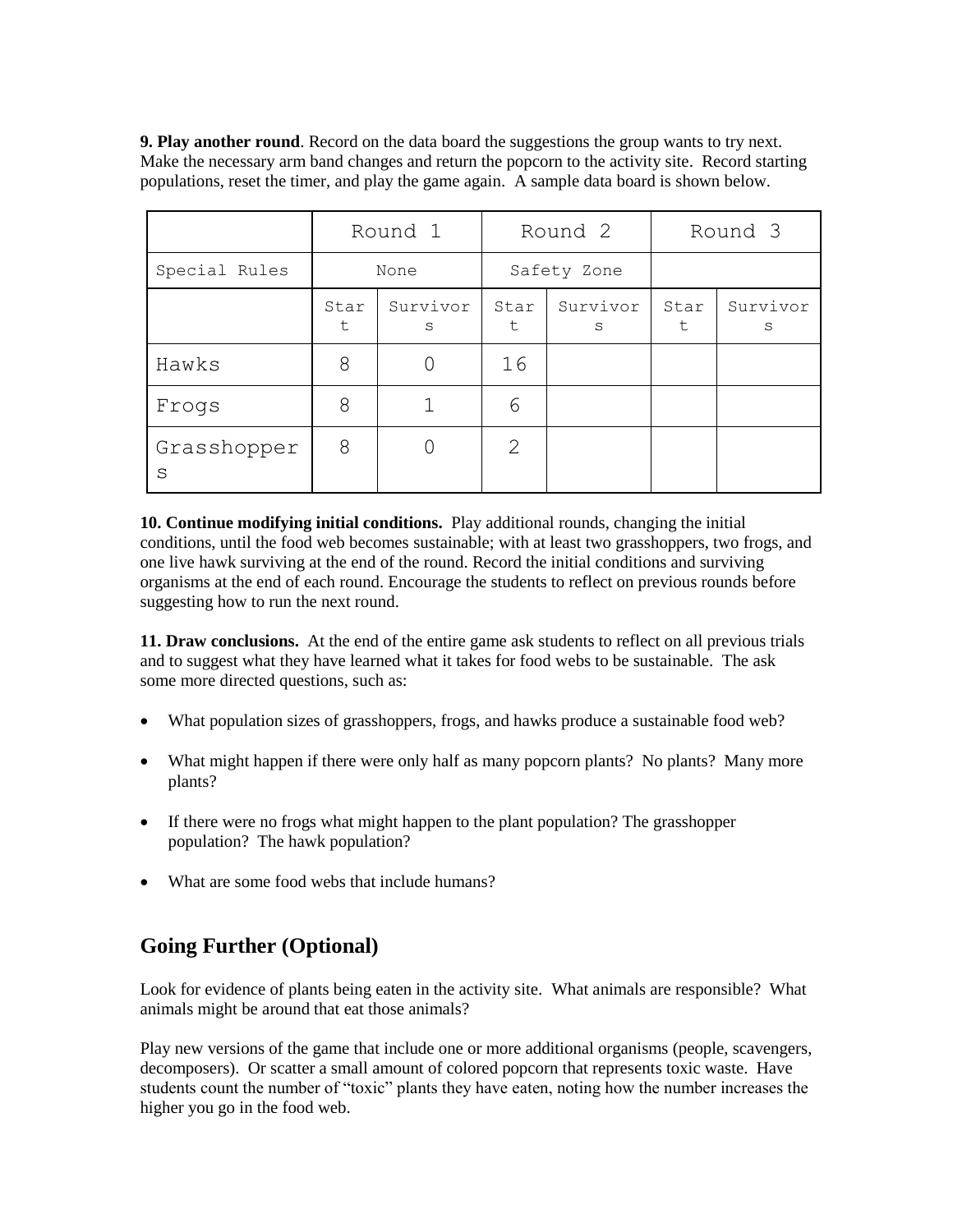**9. Play another round**. Record on the data board the suggestions the group wants to try next. Make the necessary arm band changes and return the popcorn to the activity site. Record starting populations, reset the timer, and play the game again. A sample data board is shown below.

| | Round 1 | | Round 2 | | Round 3 | |
|---|---|---|---|---|---|---|
| Special Rules | None | | Safety Zone | | | |
| | Start | Survivors | Start | Survivors | Start | Survivors |
| Hawks | 8 | 0 | 16 | | | |
| Frogs | 8 | 1 | 6 | | | |
| Grasshoppers | 8 | 0 | 2 | | | |

**10. Continue modifying initial conditions.** Play additional rounds, changing the initial conditions, until the food web becomes sustainable; with at least two grasshoppers, two frogs, and one live hawk surviving at the end of the round. Record the initial conditions and surviving organisms at the end of each round. Encourage the students to reflect on previous rounds before suggesting how to run the next round.

**11. Draw conclusions.** At the end of the entire game ask students to reflect on all previous trials and to suggest what they have learned what it takes for food webs to be sustainable. The ask some more directed questions, such as:

- What population sizes of grasshoppers, frogs, and hawks produce a sustainable food web?
- What might happen if there were only half as many popcorn plants? No plants? Many more plants?
- If there were no frogs what might happen to the plant population? The grasshopper population? The hawk population?
- What are some food webs that include humans?

## Going Further (Optional)

Look for evidence of plants being eaten in the activity site. What animals are responsible? What animals might be around that eat those animals?

Play new versions of the game that include one or more additional organisms (people, scavengers, decomposers). Or scatter a small amount of colored popcorn that represents toxic waste. Have students count the number of "toxic" plants they have eaten, noting how the number increases the higher you go in the food web.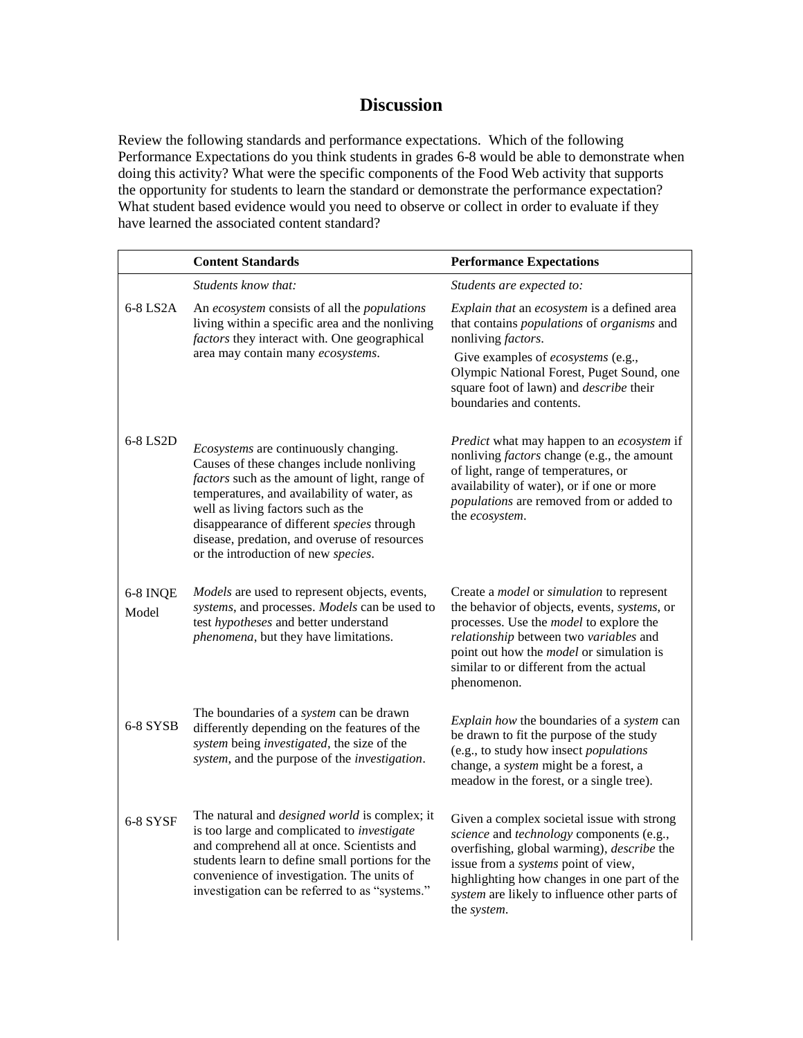# Discussion

Review the following standards and performance expectations. Which of the following Performance Expectations do you think students in grades 6-8 would be able to demonstrate when doing this activity? What were the specific components of the Food Web activity that supports the opportunity for students to learn the standard or demonstrate the performance expectation? What student based evidence would you need to observe or collect in order to evaluate if they have learned the associated content standard?

| | **Content Standards** | **Performance Expectations** |
|---|---|---|
| | *Students know that:* | *Students are expected to:* |
| 6-8 LS2A | An *ecosystem* consists of all the *populations* living within a specific area and the nonliving *factors* they interact with. One geographical area may contain many *ecosystems*. | *Explain that* an *ecosystem* is a defined area that contains *populations* of *organisms* and nonliving *factors*. Give examples of *ecosystems* (e.g., Olympic National Forest, Puget Sound, one square foot of lawn) and *describe* their boundaries and contents. |
| 6-8 LS2D | *Ecosystems* are continuously changing. Causes of these changes include nonliving *factors* such as the amount of light, range of temperatures, and availability of water, as well as living factors such as the disappearance of different *species* through disease, predation, and overuse of resources or the introduction of new *species*. | *Predict* what may happen to an *ecosystem* if nonliving *factors* change (e.g., the amount of light, range of temperatures, or availability of water), or if one or more *populations* are removed from or added to the *ecosystem*. |
| 6-8 INQE Model | *Models* are used to represent objects, events, *systems*, and processes. *Models* can be used to test *hypotheses* and better understand *phenomena*, but they have limitations. | Create a *model* or *simulation* to represent the behavior of objects, events, *systems*, or processes. Use the *model* to explore the *relationship* between two *variables* and point out how the *model* or simulation is similar to or different from the actual phenomenon. |
| 6-8 SYSB | The boundaries of a *system* can be drawn differently depending on the features of the *system* being *investigated*, the size of the *system*, and the purpose of the *investigation*. | *Explain how* the boundaries of a *system* can be drawn to fit the purpose of the study (e.g., to study how insect *populations* change, a *system* might be a forest, a meadow in the forest, or a single tree). |
| 6-8 SYSF | The natural and *designed world* is complex; it is too large and complicated to *investigate* and comprehend all at once. Scientists and students learn to define small portions for the convenience of investigation. The units of investigation can be referred to as "systems." | Given a complex societal issue with strong *science* and *technology* components (e.g., overfishing, global warming), *describe* the issue from a *systems* point of view, highlighting how changes in one part of the *system* are likely to influence other parts of the *system*. |